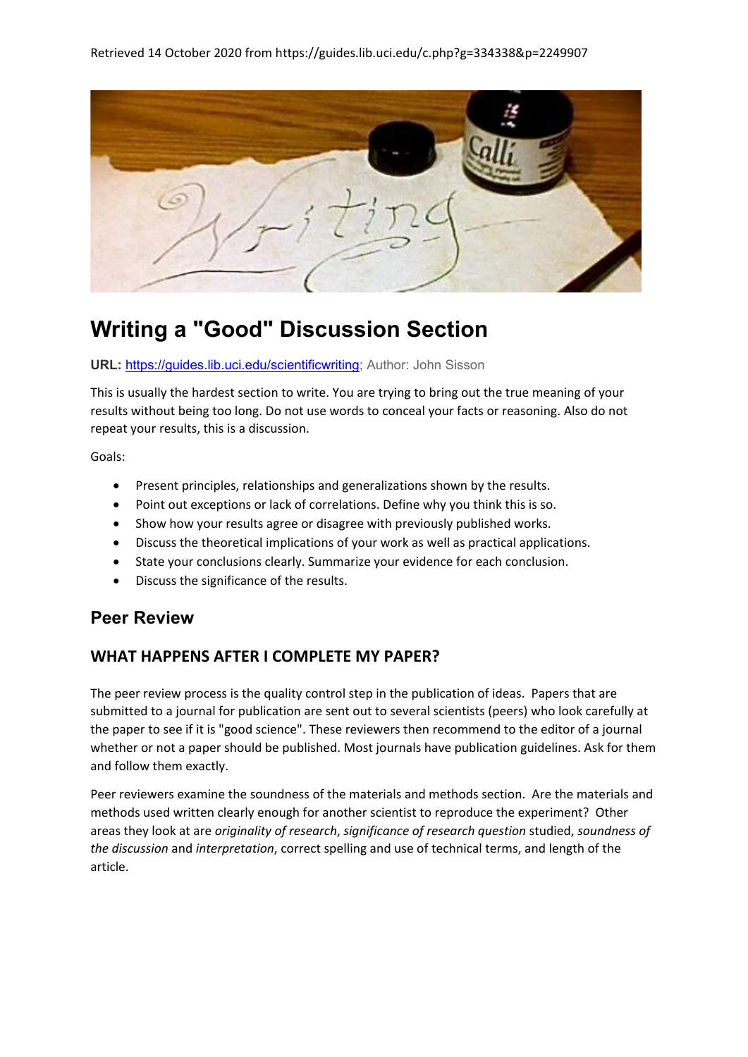Retrieved 14 October 2020 from https://guides.lib.uci.edu/c.php?g=334338&p=2249907

# Writing a "Good" Discussion Section

**URL:** [https://guides.lib.uci.edu/scientificwriting](https://guides.lib.uci.edu/scientificwriting); Author: John Sisson

This is usually the hardest section to write. You are trying to bring out the true meaning of your results without being too long. Do not use words to conceal your facts or reasoning. Also do not repeat your results, this is a discussion.

Goals:

- Present principles, relationships and generalizations shown by the results.
- Point out exceptions or lack of correlations. Define why you think this is so.
- Show how your results agree or disagree with previously published works.
- Discuss the theoretical implications of your work as well as practical applications.
- State your conclusions clearly. Summarize your evidence for each conclusion.
- Discuss the significance of the results.

## Peer Review

### WHAT HAPPENS AFTER I COMPLETE MY PAPER?

The peer review process is the quality control step in the publication of ideas. Papers that are submitted to a journal for publication are sent out to several scientists (peers) who look carefully at the paper to see if it is "good science". These reviewers then recommend to the editor of a journal whether or not a paper should be published. Most journals have publication guidelines. Ask for them and follow them exactly.

Peer reviewers examine the soundness of the materials and methods section. Are the materials and methods used written clearly enough for another scientist to reproduce the experiment? Other areas they look at are *originality of research*, *significance of research question* studied, *soundness of the discussion* and *interpretation*, correct spelling and use of technical terms, and length of the article.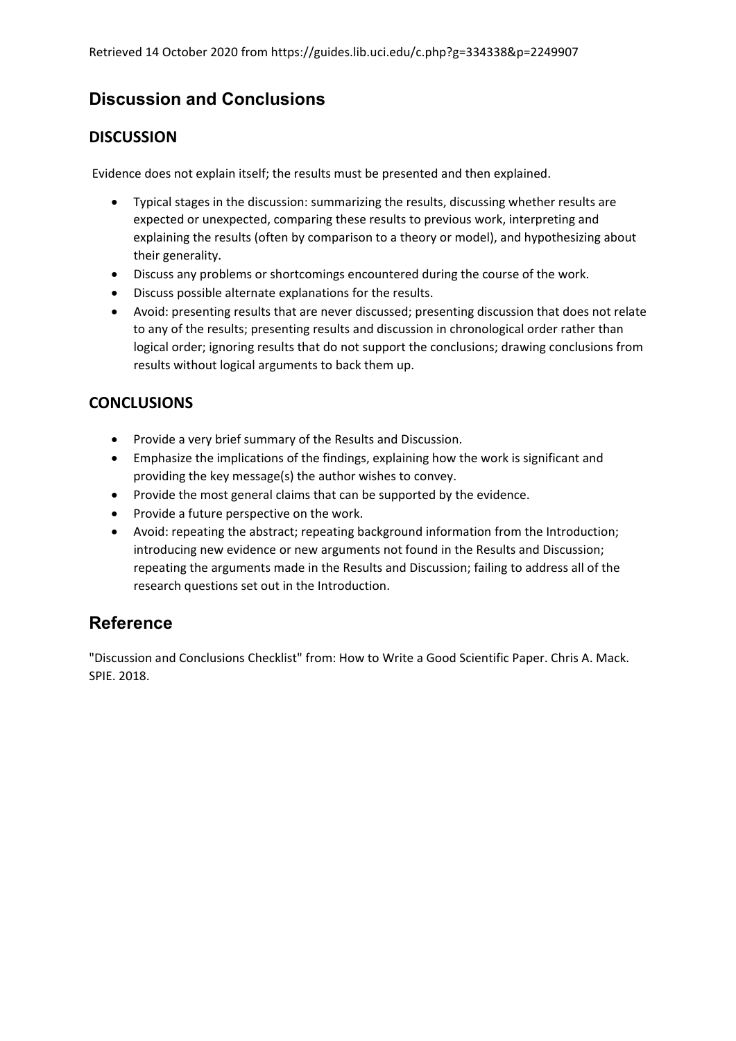Retrieved 14 October 2020 from https://guides.lib.uci.edu/c.php?g=334338&p=2249907

## Discussion and Conclusions

### DISCUSSION

Evidence does not explain itself; the results must be presented and then explained.

- Typical stages in the discussion: summarizing the results, discussing whether results are expected or unexpected, comparing these results to previous work, interpreting and explaining the results (often by comparison to a theory or model), and hypothesizing about their generality.
- Discuss any problems or shortcomings encountered during the course of the work.
- Discuss possible alternate explanations for the results.
- Avoid: presenting results that are never discussed; presenting discussion that does not relate to any of the results; presenting results and discussion in chronological order rather than logical order; ignoring results that do not support the conclusions; drawing conclusions from results without logical arguments to back them up.

### CONCLUSIONS

- Provide a very brief summary of the Results and Discussion.
- Emphasize the implications of the findings, explaining how the work is significant and providing the key message(s) the author wishes to convey.
- Provide the most general claims that can be supported by the evidence.
- Provide a future perspective on the work.
- Avoid: repeating the abstract; repeating background information from the Introduction; introducing new evidence or new arguments not found in the Results and Discussion; repeating the arguments made in the Results and Discussion; failing to address all of the research questions set out in the Introduction.

## Reference

"Discussion and Conclusions Checklist" from: How to Write a Good Scientific Paper. Chris A. Mack. SPIE. 2018.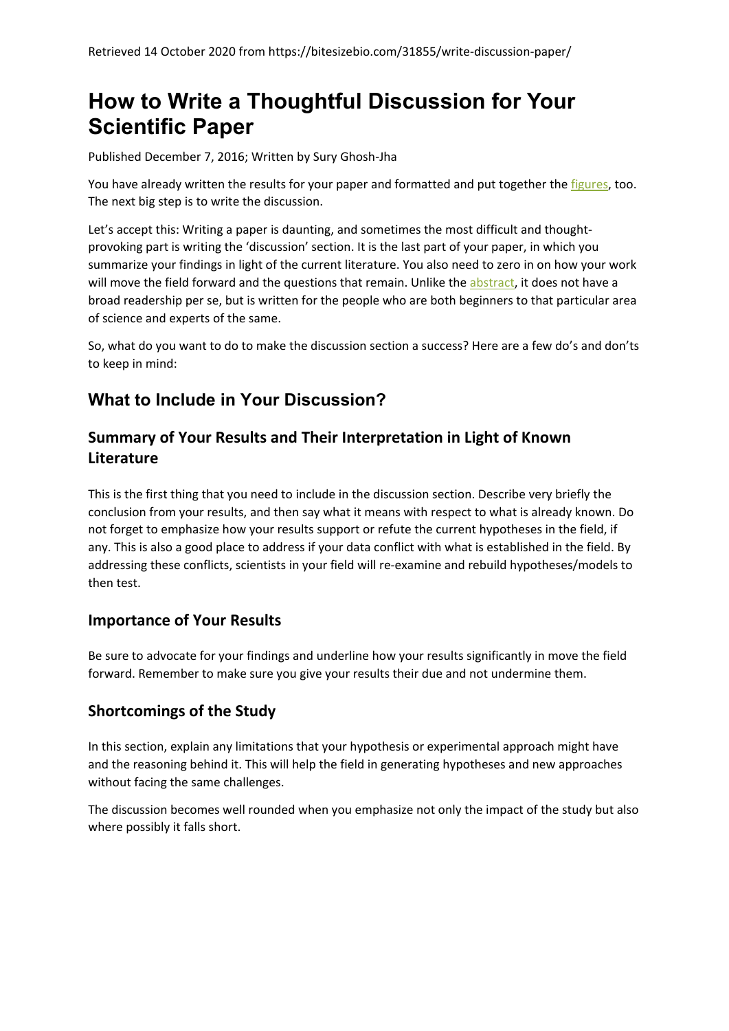Retrieved 14 October 2020 from https://bitesizebio.com/31855/write-discussion-paper/

# How to Write a Thoughtful Discussion for Your Scientific Paper

Published December 7, 2016; Written by Sury Ghosh-Jha

You have already written the results for your paper and formatted and put together the figures, too. The next big step is to write the discussion.

Let's accept this: Writing a paper is daunting, and sometimes the most difficult and thought-provoking part is writing the 'discussion' section. It is the last part of your paper, in which you summarize your findings in light of the current literature. You also need to zero in on how your work will move the field forward and the questions that remain. Unlike the abstract, it does not have a broad readership per se, but is written for the people who are both beginners to that particular area of science and experts of the same.

So, what do you want to do to make the discussion section a success? Here are a few do's and don'ts to keep in mind:

## What to Include in Your Discussion?

### Summary of Your Results and Their Interpretation in Light of Known Literature

This is the first thing that you need to include in the discussion section. Describe very briefly the conclusion from your results, and then say what it means with respect to what is already known. Do not forget to emphasize how your results support or refute the current hypotheses in the field, if any. This is also a good place to address if your data conflict with what is established in the field. By addressing these conflicts, scientists in your field will re-examine and rebuild hypotheses/models to then test.

### Importance of Your Results

Be sure to advocate for your findings and underline how your results significantly in move the field forward. Remember to make sure you give your results their due and not undermine them.

### Shortcomings of the Study

In this section, explain any limitations that your hypothesis or experimental approach might have and the reasoning behind it. This will help the field in generating hypotheses and new approaches without facing the same challenges.

The discussion becomes well rounded when you emphasize not only the impact of the study but also where possibly it falls short.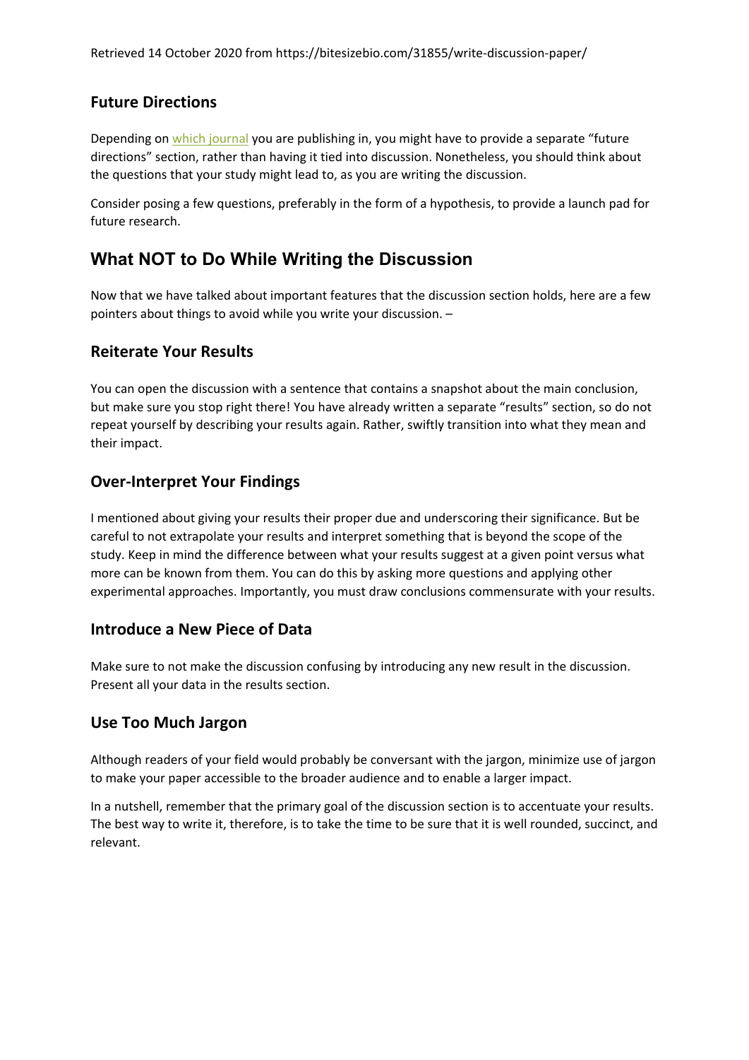Retrieved 14 October 2020 from https://bitesizebio.com/31855/write-discussion-paper/

### Future Directions

Depending on which journal you are publishing in, you might have to provide a separate "future directions" section, rather than having it tied into discussion. Nonetheless, you should think about the questions that your study might lead to, as you are writing the discussion.

Consider posing a few questions, preferably in the form of a hypothesis, to provide a launch pad for future research.

## What NOT to Do While Writing the Discussion

Now that we have talked about important features that the discussion section holds, here are a few pointers about things to avoid while you write your discussion. –

### Reiterate Your Results

You can open the discussion with a sentence that contains a snapshot about the main conclusion, but make sure you stop right there! You have already written a separate "results" section, so do not repeat yourself by describing your results again. Rather, swiftly transition into what they mean and their impact.

### Over-Interpret Your Findings

I mentioned about giving your results their proper due and underscoring their significance. But be careful to not extrapolate your results and interpret something that is beyond the scope of the study. Keep in mind the difference between what your results suggest at a given point versus what more can be known from them. You can do this by asking more questions and applying other experimental approaches. Importantly, you must draw conclusions commensurate with your results.

### Introduce a New Piece of Data

Make sure to not make the discussion confusing by introducing any new result in the discussion. Present all your data in the results section.

### Use Too Much Jargon

Although readers of your field would probably be conversant with the jargon, minimize use of jargon to make your paper accessible to the broader audience and to enable a larger impact.

In a nutshell, remember that the primary goal of the discussion section is to accentuate your results. The best way to write it, therefore, is to take the time to be sure that it is well rounded, succinct, and relevant.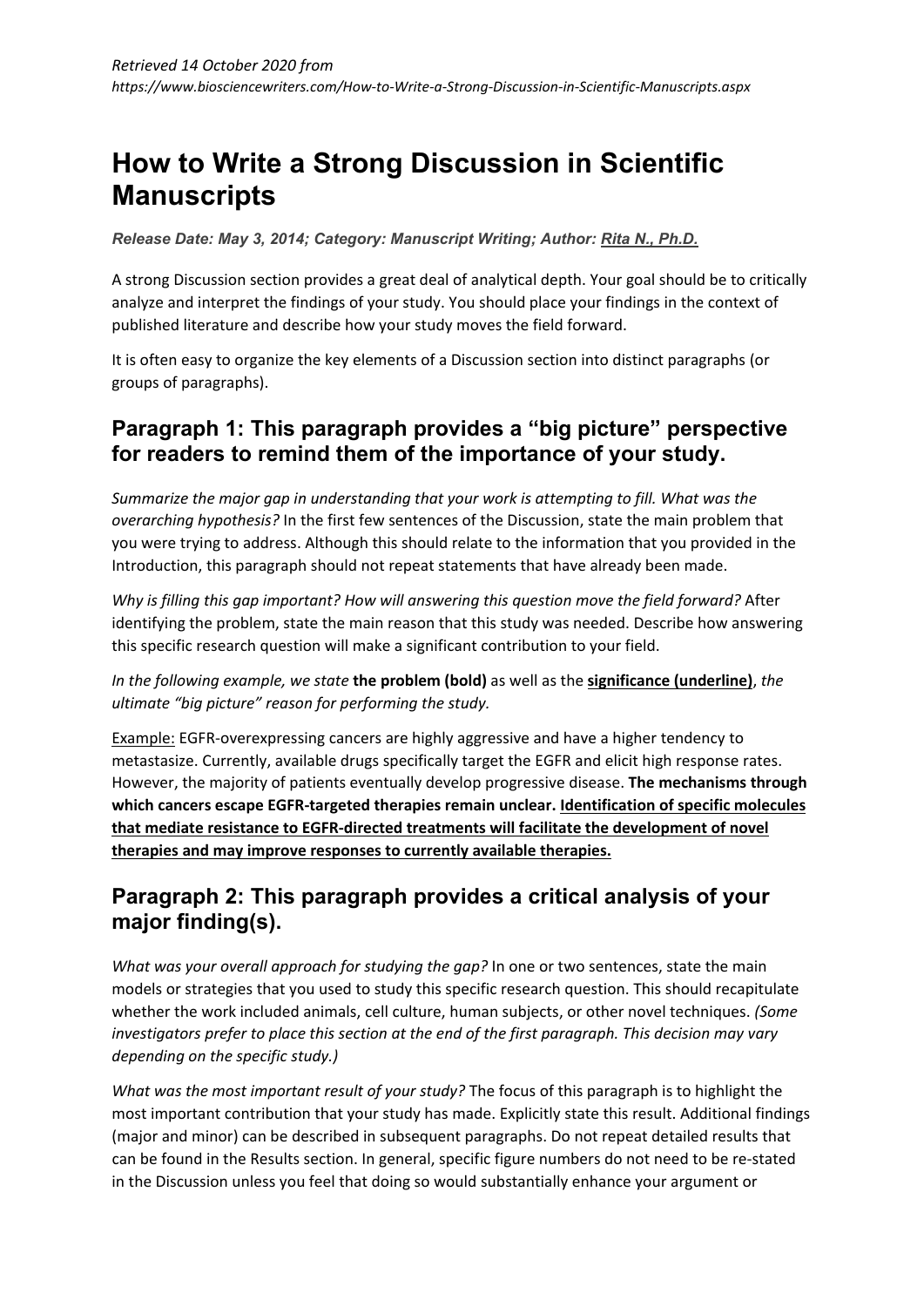*Retrieved 14 October 2020 from*
*https://www.biosciencewriters.com/How-to-Write-a-Strong-Discussion-in-Scientific-Manuscripts.aspx*

# How to Write a Strong Discussion in Scientific Manuscripts

***Release Date: May 3, 2014; Category: Manuscript Writing; Author: Rita N., Ph.D.***

A strong Discussion section provides a great deal of analytical depth. Your goal should be to critically analyze and interpret the findings of your study. You should place your findings in the context of published literature and describe how your study moves the field forward.

It is often easy to organize the key elements of a Discussion section into distinct paragraphs (or groups of paragraphs).

## Paragraph 1: This paragraph provides a "big picture" perspective for readers to remind them of the importance of your study.

*Summarize the major gap in understanding that your work is attempting to fill. What was the overarching hypothesis?* In the first few sentences of the Discussion, state the main problem that you were trying to address. Although this should relate to the information that you provided in the Introduction, this paragraph should not repeat statements that have already been made.

*Why is filling this gap important? How will answering this question move the field forward?* After identifying the problem, state the main reason that this study was needed. Describe how answering this specific research question will make a significant contribution to your field.

*In the following example, we state* **the problem (bold)** as well as the <u>**significance (underline)**</u>, *the ultimate "big picture" reason for performing the study.*

<u>Example:</u> EGFR-overexpressing cancers are highly aggressive and have a higher tendency to metastasize. Currently, available drugs specifically target the EGFR and elicit high response rates. However, the majority of patients eventually develop progressive disease. **The mechanisms through which cancers escape EGFR-targeted therapies remain unclear.** <u>**Identification of specific molecules that mediate resistance to EGFR-directed treatments will facilitate the development of novel therapies and may improve responses to currently available therapies.**</u>

## Paragraph 2: This paragraph provides a critical analysis of your major finding(s).

*What was your overall approach for studying the gap?* In one or two sentences, state the main models or strategies that you used to study this specific research question. This should recapitulate whether the work included animals, cell culture, human subjects, or other novel techniques. *(Some investigators prefer to place this section at the end of the first paragraph. This decision may vary depending on the specific study.)*

*What was the most important result of your study?* The focus of this paragraph is to highlight the most important contribution that your study has made. Explicitly state this result. Additional findings (major and minor) can be described in subsequent paragraphs. Do not repeat detailed results that can be found in the Results section. In general, specific figure numbers do not need to be re-stated in the Discussion unless you feel that doing so would substantially enhance your argument or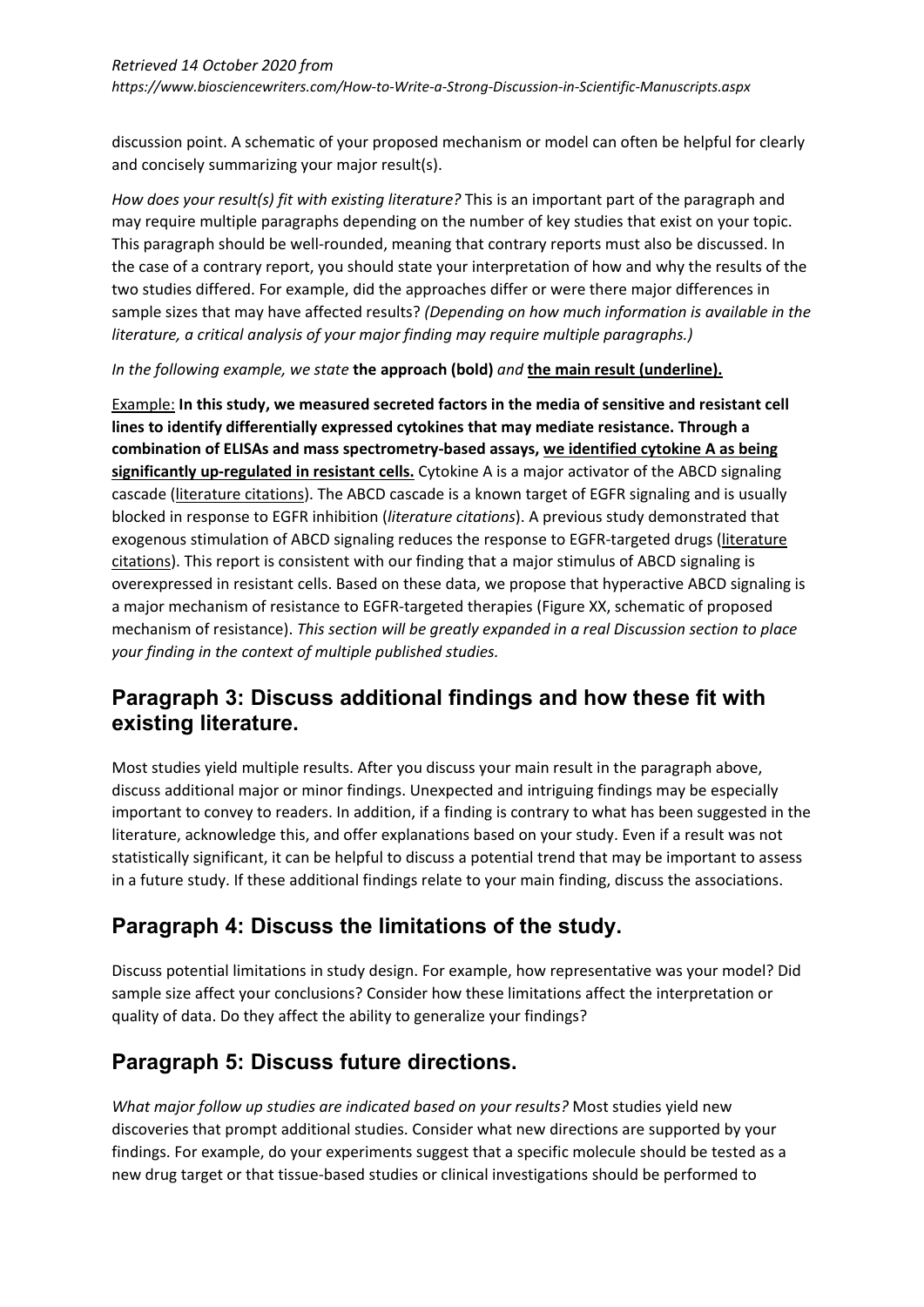discussion point. A schematic of your proposed mechanism or model can often be helpful for clearly and concisely summarizing your major result(s).

*How does your result(s) fit with existing literature?* This is an important part of the paragraph and may require multiple paragraphs depending on the number of key studies that exist on your topic. This paragraph should be well-rounded, meaning that contrary reports must also be discussed. In the case of a contrary report, you should state your interpretation of how and why the results of the two studies differed. For example, did the approaches differ or were there major differences in sample sizes that may have affected results? *(Depending on how much information is available in the literature, a critical analysis of your major finding may require multiple paragraphs.)*

*In the following example, we state* **the approach (bold)** *and* **<u>the main result (underline).</u>**

<u>Example:</u> **In this study, we measured secreted factors in the media of sensitive and resistant cell lines to identify differentially expressed cytokines that may mediate resistance. Through a combination of ELISAs and mass spectrometry-based assays, <u>we identified cytokine A as being significantly up-regulated in resistant cells.</u>** Cytokine A is a major activator of the ABCD signaling cascade (<u>literature citations</u>). The ABCD cascade is a known target of EGFR signaling and is usually blocked in response to EGFR inhibition (*literature citations*). A previous study demonstrated that exogenous stimulation of ABCD signaling reduces the response to EGFR-targeted drugs (<u>literature citations</u>). This report is consistent with our finding that a major stimulus of ABCD signaling is overexpressed in resistant cells. Based on these data, we propose that hyperactive ABCD signaling is a major mechanism of resistance to EGFR-targeted therapies (Figure XX, schematic of proposed mechanism of resistance). *This section will be greatly expanded in a real Discussion section to place your finding in the context of multiple published studies.*

## Paragraph 3: Discuss additional findings and how these fit with existing literature.

Most studies yield multiple results. After you discuss your main result in the paragraph above, discuss additional major or minor findings. Unexpected and intriguing findings may be especially important to convey to readers. In addition, if a finding is contrary to what has been suggested in the literature, acknowledge this, and offer explanations based on your study. Even if a result was not statistically significant, it can be helpful to discuss a potential trend that may be important to assess in a future study. If these additional findings relate to your main finding, discuss the associations.

## Paragraph 4: Discuss the limitations of the study.

Discuss potential limitations in study design. For example, how representative was your model? Did sample size affect your conclusions? Consider how these limitations affect the interpretation or quality of data. Do they affect the ability to generalize your findings?

## Paragraph 5: Discuss future directions.

*What major follow up studies are indicated based on your results?* Most studies yield new discoveries that prompt additional studies. Consider what new directions are supported by your findings. For example, do your experiments suggest that a specific molecule should be tested as a new drug target or that tissue-based studies or clinical investigations should be performed to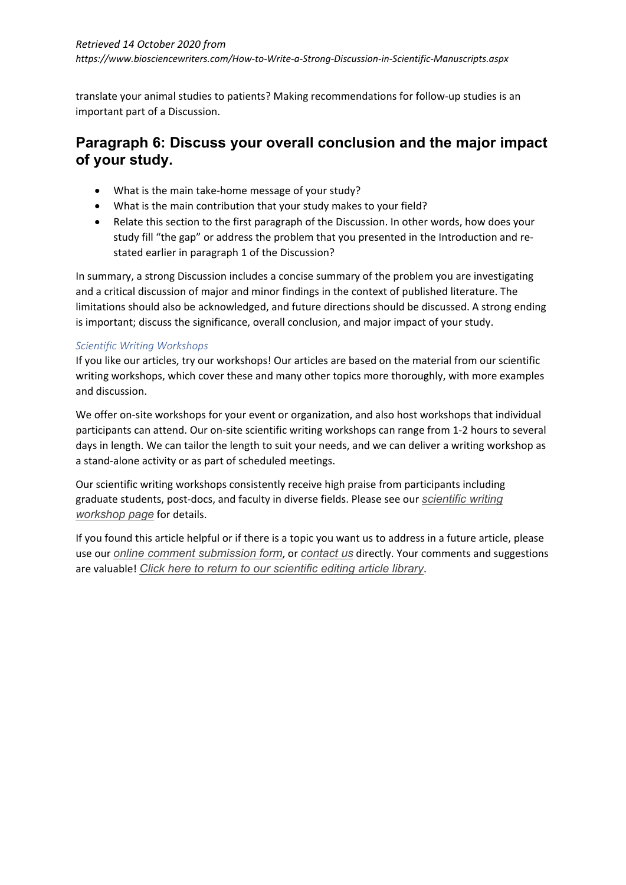translate your animal studies to patients? Making recommendations for follow-up studies is an important part of a Discussion.

## Paragraph 6: Discuss your overall conclusion and the major impact of your study.

- What is the main take-home message of your study?
- What is the main contribution that your study makes to your field?
- Relate this section to the first paragraph of the Discussion. In other words, how does your study fill "the gap" or address the problem that you presented in the Introduction and re-stated earlier in paragraph 1 of the Discussion?

In summary, a strong Discussion includes a concise summary of the problem you are investigating and a critical discussion of major and minor findings in the context of published literature. The limitations should also be acknowledged, and future directions should be discussed. A strong ending is important; discuss the significance, overall conclusion, and major impact of your study.

*Scientific Writing Workshops*

If you like our articles, try our workshops! Our articles are based on the material from our scientific writing workshops, which cover these and many other topics more thoroughly, with more examples and discussion.

We offer on-site workshops for your event or organization, and also host workshops that individual participants can attend. Our on-site scientific writing workshops can range from 1-2 hours to several days in length. We can tailor the length to suit your needs, and we can deliver a writing workshop as a stand-alone activity or as part of scheduled meetings.

Our scientific writing workshops consistently receive high praise from participants including graduate students, post-docs, and faculty in diverse fields. Please see our *scientific writing workshop page* for details.

If you found this article helpful or if there is a topic you want us to address in a future article, please use our *online comment submission form*, or *contact us* directly. Your comments and suggestions are valuable! *Click here to return to our scientific editing article library*.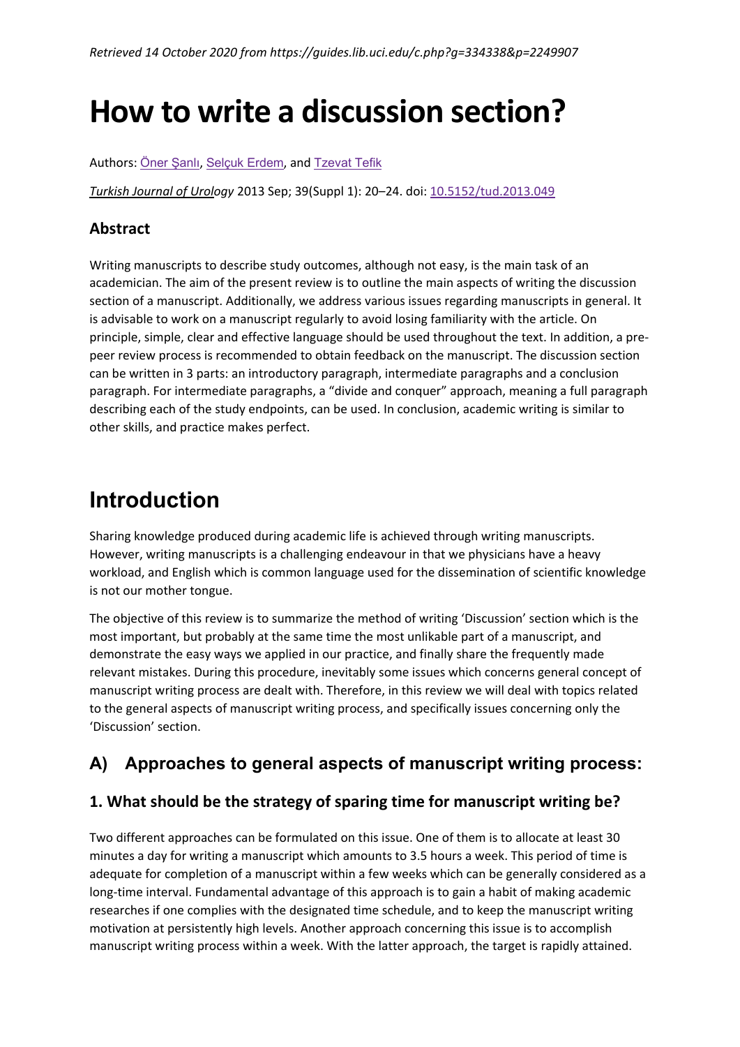*Retrieved 14 October 2020 from https://guides.lib.uci.edu/c.php?g=334338&p=2249907*

# How to write a discussion section?

Authors: Öner Şanlı, Selçuk Erdem, and Tzevat Tefik

*Turkish Journal of Urology* 2013 Sep; 39(Suppl 1): 20–24. doi: 10.5152/tud.2013.049

### Abstract

Writing manuscripts to describe study outcomes, although not easy, is the main task of an academician. The aim of the present review is to outline the main aspects of writing the discussion section of a manuscript. Additionally, we address various issues regarding manuscripts in general. It is advisable to work on a manuscript regularly to avoid losing familiarity with the article. On principle, simple, clear and effective language should be used throughout the text. In addition, a pre-peer review process is recommended to obtain feedback on the manuscript. The discussion section can be written in 3 parts: an introductory paragraph, intermediate paragraphs and a conclusion paragraph. For intermediate paragraphs, a "divide and conquer" approach, meaning a full paragraph describing each of the study endpoints, can be used. In conclusion, academic writing is similar to other skills, and practice makes perfect.

## Introduction

Sharing knowledge produced during academic life is achieved through writing manuscripts. However, writing manuscripts is a challenging endeavour in that we physicians have a heavy workload, and English which is common language used for the dissemination of scientific knowledge is not our mother tongue.

The objective of this review is to summarize the method of writing 'Discussion' section which is the most important, but probably at the same time the most unlikable part of a manuscript, and demonstrate the easy ways we applied in our practice, and finally share the frequently made relevant mistakes. During this procedure, inevitably some issues which concerns general concept of manuscript writing process are dealt with. Therefore, in this review we will deal with topics related to the general aspects of manuscript writing process, and specifically issues concerning only the 'Discussion' section.

### A) Approaches to general aspects of manuscript writing process:

### 1. What should be the strategy of sparing time for manuscript writing be?

Two different approaches can be formulated on this issue. One of them is to allocate at least 30 minutes a day for writing a manuscript which amounts to 3.5 hours a week. This period of time is adequate for completion of a manuscript within a few weeks which can be generally considered as a long-time interval. Fundamental advantage of this approach is to gain a habit of making academic researches if one complies with the designated time schedule, and to keep the manuscript writing motivation at persistently high levels. Another approach concerning this issue is to accomplish manuscript writing process within a week. With the latter approach, the target is rapidly attained.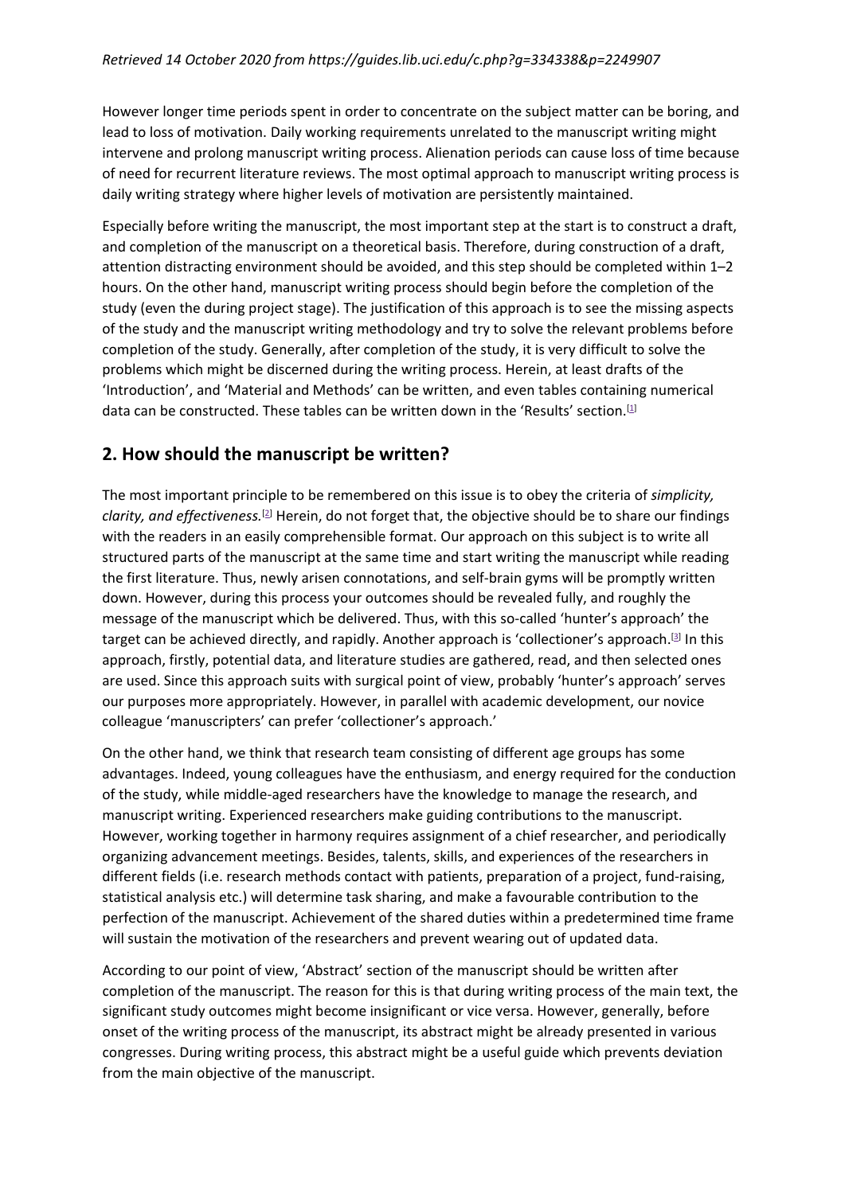However longer time periods spent in order to concentrate on the subject matter can be boring, and lead to loss of motivation. Daily working requirements unrelated to the manuscript writing might intervene and prolong manuscript writing process. Alienation periods can cause loss of time because of need for recurrent literature reviews. The most optimal approach to manuscript writing process is daily writing strategy where higher levels of motivation are persistently maintained.

Especially before writing the manuscript, the most important step at the start is to construct a draft, and completion of the manuscript on a theoretical basis. Therefore, during construction of a draft, attention distracting environment should be avoided, and this step should be completed within 1–2 hours. On the other hand, manuscript writing process should begin before the completion of the study (even the during project stage). The justification of this approach is to see the missing aspects of the study and the manuscript writing methodology and try to solve the relevant problems before completion of the study. Generally, after completion of the study, it is very difficult to solve the problems which might be discerned during the writing process. Herein, at least drafts of the 'Introduction', and 'Material and Methods' can be written, and even tables containing numerical data can be constructed. These tables can be written down in the 'Results' section.[1]

## 2. How should the manuscript be written?

The most important principle to be remembered on this issue is to obey the criteria of *simplicity, clarity, and effectiveness.*[2] Herein, do not forget that, the objective should be to share our findings with the readers in an easily comprehensible format. Our approach on this subject is to write all structured parts of the manuscript at the same time and start writing the manuscript while reading the first literature. Thus, newly arisen connotations, and self-brain gyms will be promptly written down. However, during this process your outcomes should be revealed fully, and roughly the message of the manuscript which be delivered. Thus, with this so-called 'hunter's approach' the target can be achieved directly, and rapidly. Another approach is 'collectioner's approach.[3] In this approach, firstly, potential data, and literature studies are gathered, read, and then selected ones are used. Since this approach suits with surgical point of view, probably 'hunter's approach' serves our purposes more appropriately. However, in parallel with academic development, our novice colleague 'manuscripters' can prefer 'collectioner's approach.'

On the other hand, we think that research team consisting of different age groups has some advantages. Indeed, young colleagues have the enthusiasm, and energy required for the conduction of the study, while middle-aged researchers have the knowledge to manage the research, and manuscript writing. Experienced researchers make guiding contributions to the manuscript. However, working together in harmony requires assignment of a chief researcher, and periodically organizing advancement meetings. Besides, talents, skills, and experiences of the researchers in different fields (i.e. research methods contact with patients, preparation of a project, fund-raising, statistical analysis etc.) will determine task sharing, and make a favourable contribution to the perfection of the manuscript. Achievement of the shared duties within a predetermined time frame will sustain the motivation of the researchers and prevent wearing out of updated data.

According to our point of view, 'Abstract' section of the manuscript should be written after completion of the manuscript. The reason for this is that during writing process of the main text, the significant study outcomes might become insignificant or vice versa. However, generally, before onset of the writing process of the manuscript, its abstract might be already presented in various congresses. During writing process, this abstract might be a useful guide which prevents deviation from the main objective of the manuscript.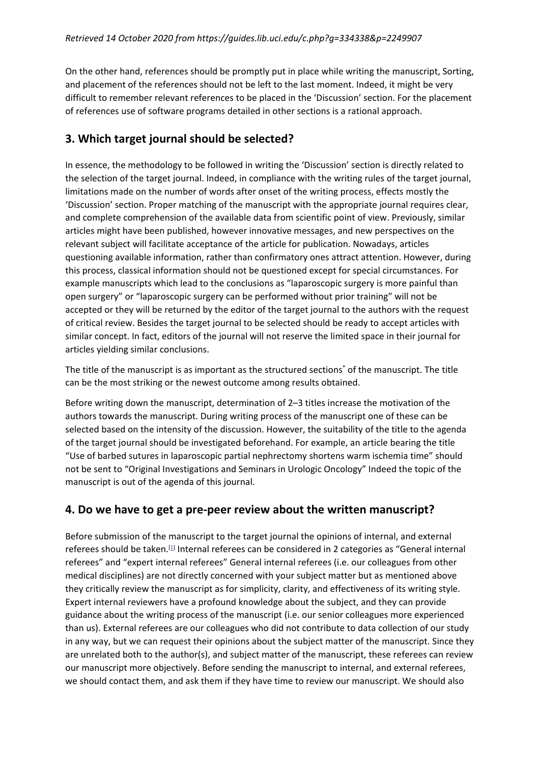*Retrieved 14 October 2020 from https://guides.lib.uci.edu/c.php?g=334338&p=2249907*

On the other hand, references should be promptly put in place while writing the manuscript, Sorting, and placement of the references should not be left to the last moment. Indeed, it might be very difficult to remember relevant references to be placed in the 'Discussion' section. For the placement of references use of software programs detailed in other sections is a rational approach.

## 3. Which target journal should be selected?

In essence, the methodology to be followed in writing the 'Discussion' section is directly related to the selection of the target journal. Indeed, in compliance with the writing rules of the target journal, limitations made on the number of words after onset of the writing process, effects mostly the 'Discussion' section. Proper matching of the manuscript with the appropriate journal requires clear, and complete comprehension of the available data from scientific point of view. Previously, similar articles might have been published, however innovative messages, and new perspectives on the relevant subject will facilitate acceptance of the article for publication. Nowadays, articles questioning available information, rather than confirmatory ones attract attention. However, during this process, classical information should not be questioned except for special circumstances. For example manuscripts which lead to the conclusions as "laparoscopic surgery is more painful than open surgery" or "laparoscopic surgery can be performed without prior training" will not be accepted or they will be returned by the editor of the target journal to the authors with the request of critical review. Besides the target journal to be selected should be ready to accept articles with similar concept. In fact, editors of the journal will not reserve the limited space in their journal for articles yielding similar conclusions.

The title of the manuscript is as important as the structured sections* of the manuscript. The title can be the most striking or the newest outcome among results obtained.

Before writing down the manuscript, determination of 2–3 titles increase the motivation of the authors towards the manuscript. During writing process of the manuscript one of these can be selected based on the intensity of the discussion. However, the suitability of the title to the agenda of the target journal should be investigated beforehand. For example, an article bearing the title "Use of barbed sutures in laparoscopic partial nephrectomy shortens warm ischemia time" should not be sent to "Original Investigations and Seminars in Urologic Oncology" Indeed the topic of the manuscript is out of the agenda of this journal.

## 4. Do we have to get a pre-peer review about the written manuscript?

Before submission of the manuscript to the target journal the opinions of internal, and external referees should be taken.[1] Internal referees can be considered in 2 categories as "General internal referees" and "expert internal referees" General internal referees (i.e. our colleagues from other medical disciplines) are not directly concerned with your subject matter but as mentioned above they critically review the manuscript as for simplicity, clarity, and effectiveness of its writing style. Expert internal reviewers have a profound knowledge about the subject, and they can provide guidance about the writing process of the manuscript (i.e. our senior colleagues more experienced than us). External referees are our colleagues who did not contribute to data collection of our study in any way, but we can request their opinions about the subject matter of the manuscript. Since they are unrelated both to the author(s), and subject matter of the manuscript, these referees can review our manuscript more objectively. Before sending the manuscript to internal, and external referees, we should contact them, and ask them if they have time to review our manuscript. We should also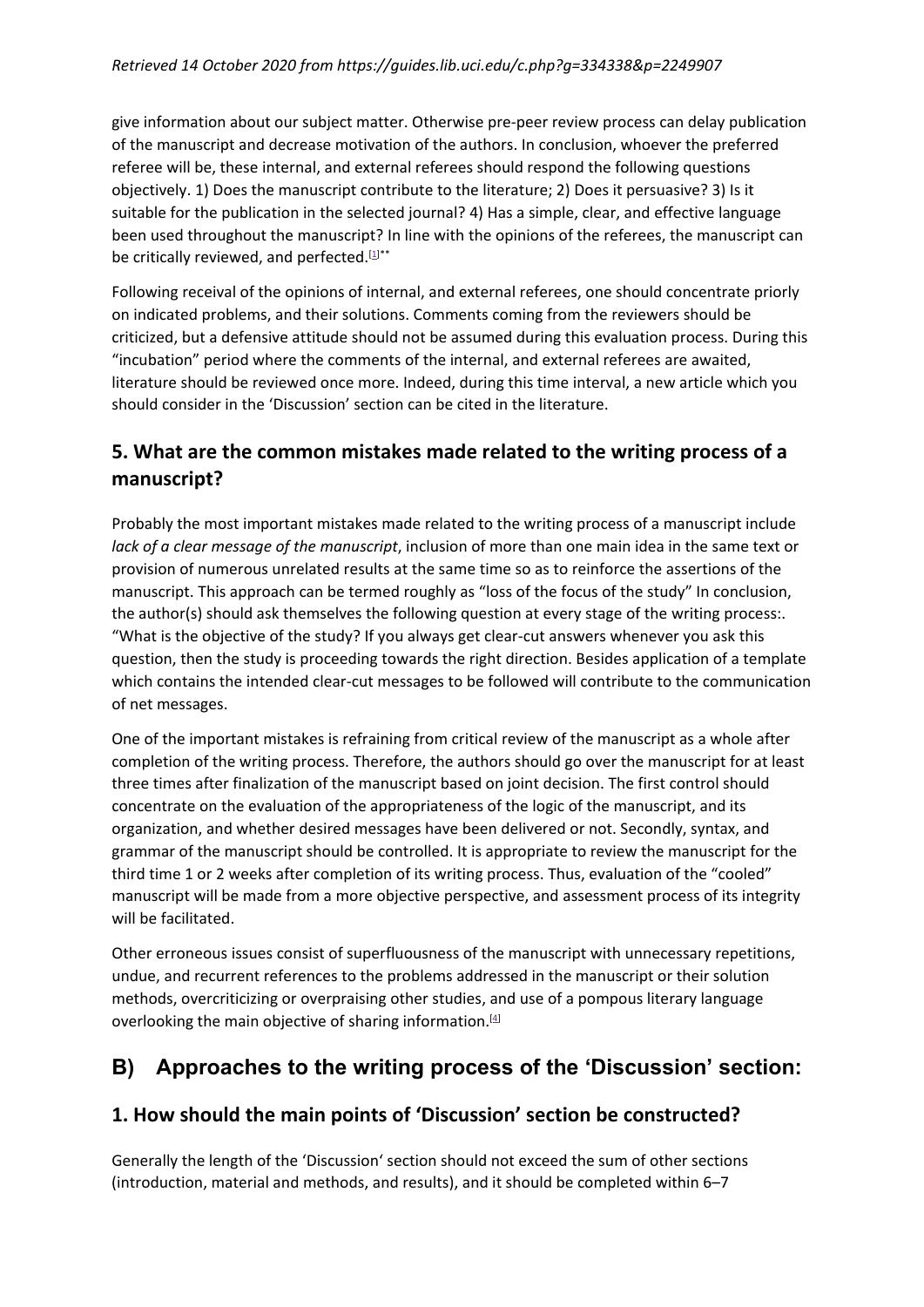give information about our subject matter. Otherwise pre-peer review process can delay publication of the manuscript and decrease motivation of the authors. In conclusion, whoever the preferred referee will be, these internal, and external referees should respond the following questions objectively. 1) Does the manuscript contribute to the literature; 2) Does it persuasive? 3) Is it suitable for the publication in the selected journal? 4) Has a simple, clear, and effective language been used throughout the manuscript? In line with the opinions of the referees, the manuscript can be critically reviewed, and perfected.[1]**

Following receival of the opinions of internal, and external referees, one should concentrate priorly on indicated problems, and their solutions. Comments coming from the reviewers should be criticized, but a defensive attitude should not be assumed during this evaluation process. During this "incubation" period where the comments of the internal, and external referees are awaited, literature should be reviewed once more. Indeed, during this time interval, a new article which you should consider in the 'Discussion' section can be cited in the literature.

### 5. What are the common mistakes made related to the writing process of a manuscript?

Probably the most important mistakes made related to the writing process of a manuscript include *lack of a clear message of the manuscript*, inclusion of more than one main idea in the same text or provision of numerous unrelated results at the same time so as to reinforce the assertions of the manuscript. This approach can be termed roughly as "loss of the focus of the study" In conclusion, the author(s) should ask themselves the following question at every stage of the writing process:. "What is the objective of the study? If you always get clear-cut answers whenever you ask this question, then the study is proceeding towards the right direction. Besides application of a template which contains the intended clear-cut messages to be followed will contribute to the communication of net messages.

One of the important mistakes is refraining from critical review of the manuscript as a whole after completion of the writing process. Therefore, the authors should go over the manuscript for at least three times after finalization of the manuscript based on joint decision. The first control should concentrate on the evaluation of the appropriateness of the logic of the manuscript, and its organization, and whether desired messages have been delivered or not. Secondly, syntax, and grammar of the manuscript should be controlled. It is appropriate to review the manuscript for the third time 1 or 2 weeks after completion of its writing process. Thus, evaluation of the "cooled" manuscript will be made from a more objective perspective, and assessment process of its integrity will be facilitated.

Other erroneous issues consist of superfluousness of the manuscript with unnecessary repetitions, undue, and recurrent references to the problems addressed in the manuscript or their solution methods, overcriticizing or overpraising other studies, and use of a pompous literary language overlooking the main objective of sharing information.[4]

## B) Approaches to the writing process of the 'Discussion' section:

### 1. How should the main points of 'Discussion' section be constructed?

Generally the length of the 'Discussion' section should not exceed the sum of other sections (introduction, material and methods, and results), and it should be completed within 6–7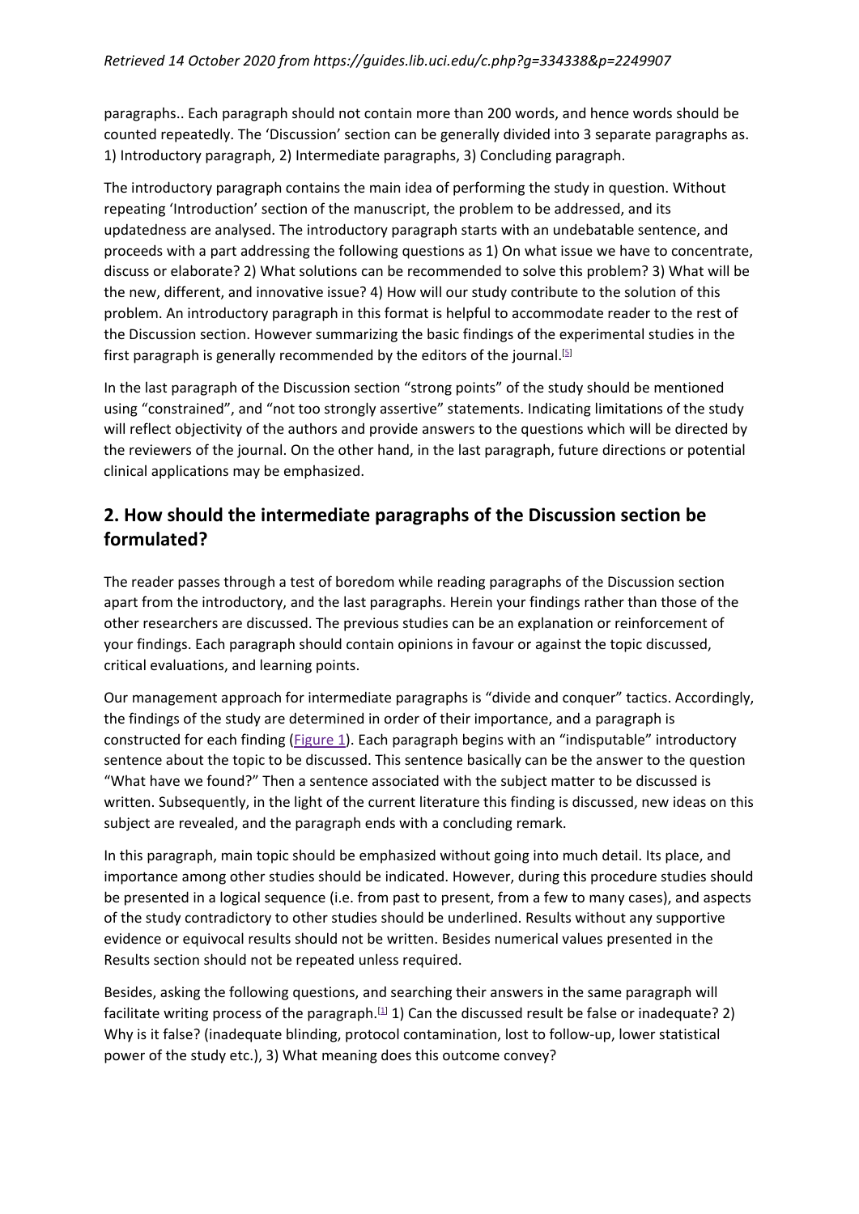paragraphs.. Each paragraph should not contain more than 200 words, and hence words should be counted repeatedly. The 'Discussion' section can be generally divided into 3 separate paragraphs as. 1) Introductory paragraph, 2) Intermediate paragraphs, 3) Concluding paragraph.

The introductory paragraph contains the main idea of performing the study in question. Without repeating 'Introduction' section of the manuscript, the problem to be addressed, and its updatedness are analysed. The introductory paragraph starts with an undebatable sentence, and proceeds with a part addressing the following questions as 1) On what issue we have to concentrate, discuss or elaborate? 2) What solutions can be recommended to solve this problem? 3) What will be the new, different, and innovative issue? 4) How will our study contribute to the solution of this problem. An introductory paragraph in this format is helpful to accommodate reader to the rest of the Discussion section. However summarizing the basic findings of the experimental studies in the first paragraph is generally recommended by the editors of the journal.[5]

In the last paragraph of the Discussion section "strong points" of the study should be mentioned using "constrained", and "not too strongly assertive" statements. Indicating limitations of the study will reflect objectivity of the authors and provide answers to the questions which will be directed by the reviewers of the journal. On the other hand, in the last paragraph, future directions or potential clinical applications may be emphasized.

## 2. How should the intermediate paragraphs of the Discussion section be formulated?

The reader passes through a test of boredom while reading paragraphs of the Discussion section apart from the introductory, and the last paragraphs. Herein your findings rather than those of the other researchers are discussed. The previous studies can be an explanation or reinforcement of your findings. Each paragraph should contain opinions in favour or against the topic discussed, critical evaluations, and learning points.

Our management approach for intermediate paragraphs is "divide and conquer" tactics. Accordingly, the findings of the study are determined in order of their importance, and a paragraph is constructed for each finding (Figure 1). Each paragraph begins with an "indisputable" introductory sentence about the topic to be discussed. This sentence basically can be the answer to the question "What have we found?" Then a sentence associated with the subject matter to be discussed is written. Subsequently, in the light of the current literature this finding is discussed, new ideas on this subject are revealed, and the paragraph ends with a concluding remark.

In this paragraph, main topic should be emphasized without going into much detail. Its place, and importance among other studies should be indicated. However, during this procedure studies should be presented in a logical sequence (i.e. from past to present, from a few to many cases), and aspects of the study contradictory to other studies should be underlined. Results without any supportive evidence or equivocal results should not be written. Besides numerical values presented in the Results section should not be repeated unless required.

Besides, asking the following questions, and searching their answers in the same paragraph will facilitate writing process of the paragraph.[1] 1) Can the discussed result be false or inadequate? 2) Why is it false? (inadequate blinding, protocol contamination, lost to follow-up, lower statistical power of the study etc.), 3) What meaning does this outcome convey?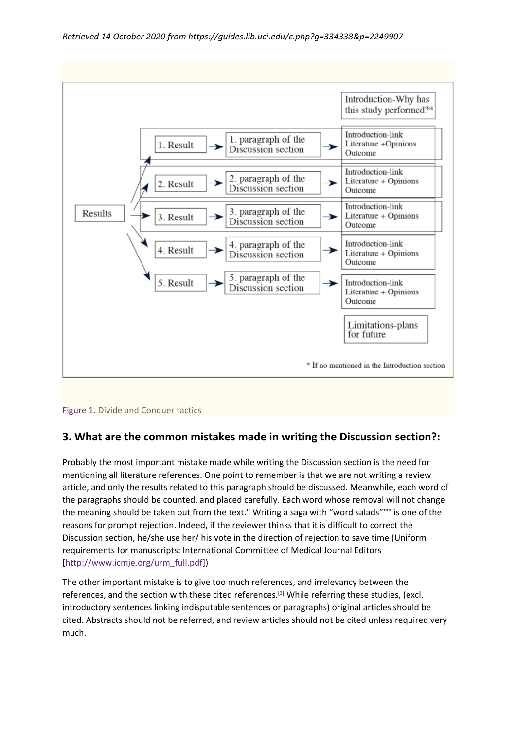*Retrieved 14 October 2020 from https://guides.lib.uci.edu/c.php?g=334338&p=2249907*

Introduction-Why has this study performed?*

Results

| Result | Discussion | Content |
|---|---|---|
| 1. Result | 1. paragraph of the Discussion section | Introduction-link Literature +Opinions Outcome |
| 2. Result | 2. paragraph of the Discussion section | Introduction-link Literature + Opinions Outcome |
| 3. Result | 3. paragraph of the Discussion section | Introduction-link Literature + Opinions Outcome |
| 4. Result | 4. paragraph of the Discussion section | Introduction-link Literature + Opinions Outcome |
| 5. Result | 5. paragraph of the Discussion section | Introduction-link Literature + Opinions Outcome |

Limitations-plans for future

\* If no mentioned in the Introduction section

Figure 1. Divide and Conquer tactics

## 3. What are the common mistakes made in writing the Discussion section?:

Probably the most important mistake made while writing the Discussion section is the need for mentioning all literature references. One point to remember is that we are not writing a review article, and only the results related to this paragraph should be discussed. Meanwhile, each word of the paragraphs should be counted, and placed carefully. Each word whose removal will not change the meaning should be taken out from the text." Writing a saga with "word salads"*** is one of the reasons for prompt rejection. Indeed, if the reviewer thinks that it is difficult to correct the Discussion section, he/she use her/ his vote in the direction of rejection to save time (Uniform requirements for manuscripts: International Committee of Medical Journal Editors [http://www.icmje.org/urm_full.pdf])

The other important mistake is to give too much references, and irrelevancy between the references, and the section with these cited references.[3] While referring these studies, (excl. introductory sentences linking indisputable sentences or paragraphs) original articles should be cited. Abstracts should not be referred, and review articles should not be cited unless required very much.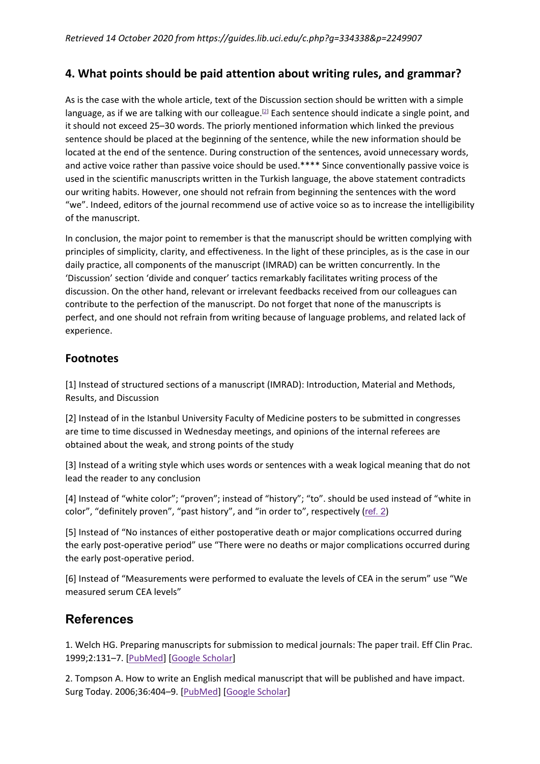*Retrieved 14 October 2020 from https://guides.lib.uci.edu/c.php?g=334338&p=2249907*

## 4. What points should be paid attention about writing rules, and grammar?

As is the case with the whole article, text of the Discussion section should be written with a simple language, as if we are talking with our colleague.[2] Each sentence should indicate a single point, and it should not exceed 25–30 words. The priorly mentioned information which linked the previous sentence should be placed at the beginning of the sentence, while the new information should be located at the end of the sentence. During construction of the sentences, avoid unnecessary words, and active voice rather than passive voice should be used.**** Since conventionally passive voice is used in the scientific manuscripts written in the Turkish language, the above statement contradicts our writing habits. However, one should not refrain from beginning the sentences with the word "we". Indeed, editors of the journal recommend use of active voice so as to increase the intelligibility of the manuscript.

In conclusion, the major point to remember is that the manuscript should be written complying with principles of simplicity, clarity, and effectiveness. In the light of these principles, as is the case in our daily practice, all components of the manuscript (IMRAD) can be written concurrently. In the 'Discussion' section 'divide and conquer' tactics remarkably facilitates writing process of the discussion. On the other hand, relevant or irrelevant feedbacks received from our colleagues can contribute to the perfection of the manuscript. Do not forget that none of the manuscripts is perfect, and one should not refrain from writing because of language problems, and related lack of experience.

## Footnotes

[1] Instead of structured sections of a manuscript (IMRAD): Introduction, Material and Methods, Results, and Discussion

[2] Instead of in the Istanbul University Faculty of Medicine posters to be submitted in congresses are time to time discussed in Wednesday meetings, and opinions of the internal referees are obtained about the weak, and strong points of the study

[3] Instead of a writing style which uses words or sentences with a weak logical meaning that do not lead the reader to any conclusion

[4] Instead of "white color"; "proven"; instead of "history"; "to". should be used instead of "white in color", "definitely proven", "past history", and "in order to", respectively (ref. 2)

[5] Instead of "No instances of either postoperative death or major complications occurred during the early post-operative period" use "There were no deaths or major complications occurred during the early post-operative period.

[6] Instead of "Measurements were performed to evaluate the levels of CEA in the serum" use "We measured serum CEA levels"

## References

1. Welch HG. Preparing manuscripts for submission to medical journals: The paper trail. Eff Clin Prac. 1999;2:131–7. [PubMed] [Google Scholar]

2. Tompson A. How to write an English medical manuscript that will be published and have impact. Surg Today. 2006;36:404–9. [PubMed] [Google Scholar]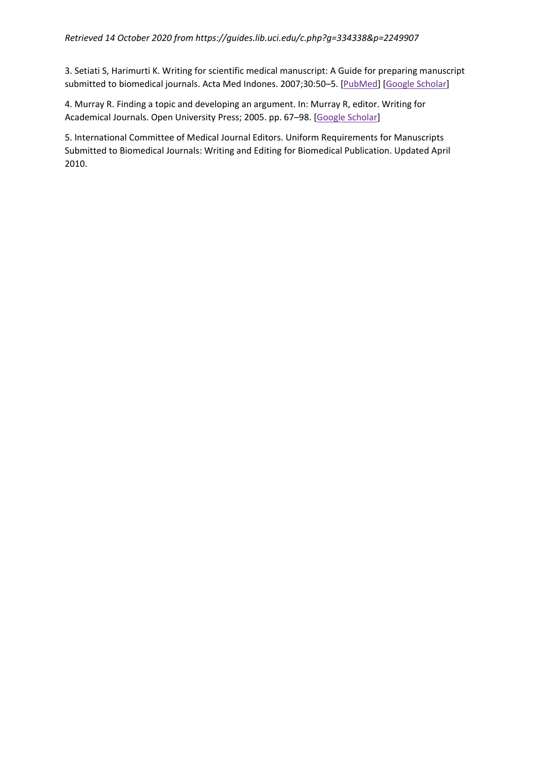*Retrieved 14 October 2020 from https://guides.lib.uci.edu/c.php?g=334338&p=2249907*

3. Setiati S, Harimurti K. Writing for scientific medical manuscript: A Guide for preparing manuscript submitted to biomedical journals. Acta Med Indones. 2007;30:50–5. [PubMed] [Google Scholar]

4. Murray R. Finding a topic and developing an argument. In: Murray R, editor. Writing for Academical Journals. Open University Press; 2005. pp. 67–98. [Google Scholar]

5. International Committee of Medical Journal Editors. Uniform Requirements for Manuscripts Submitted to Biomedical Journals: Writing and Editing for Biomedical Publication. Updated April 2010.